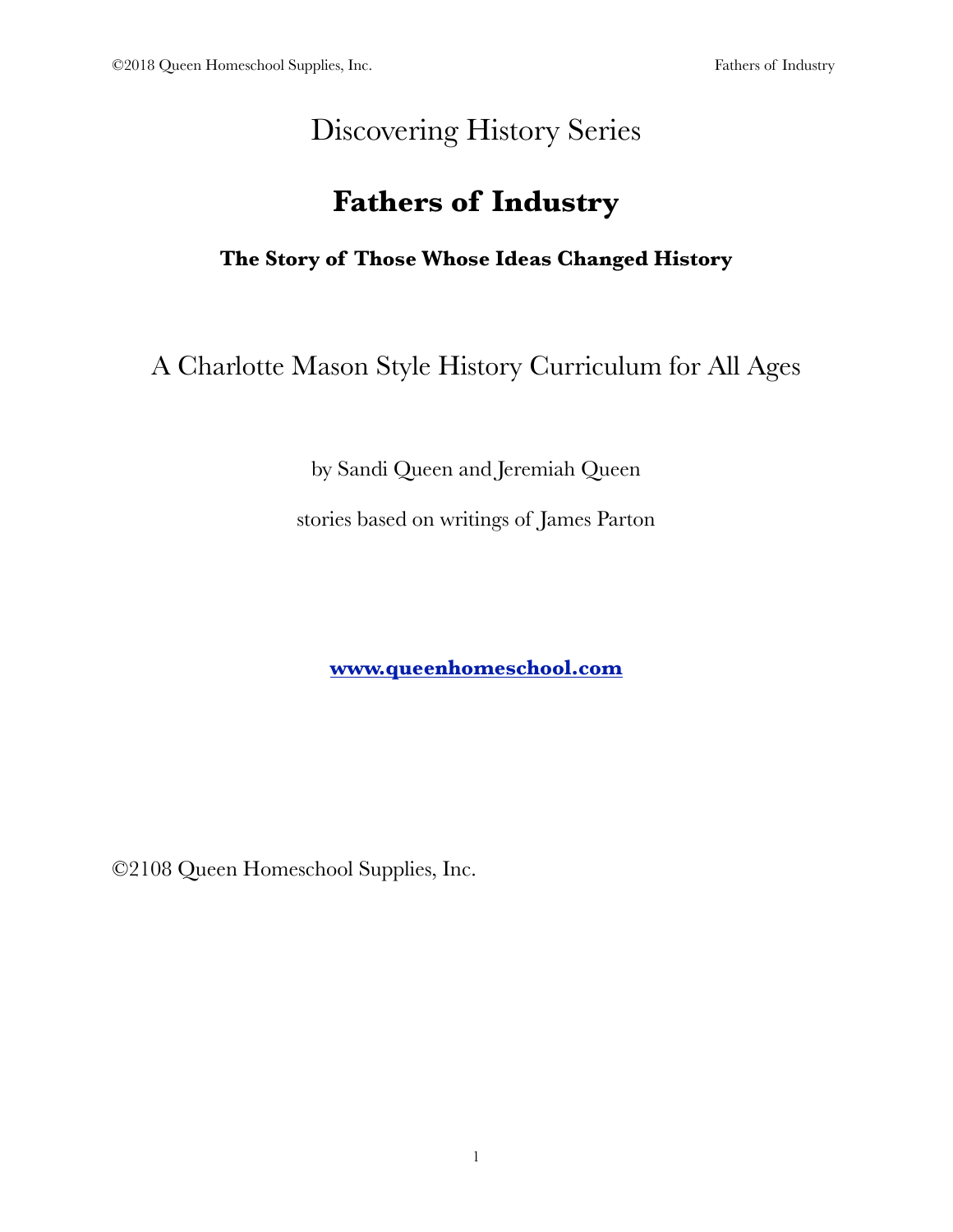Discovering History Series

# Fathers of Industry

### The Story of Those Whose Ideas Changed History

A Charlotte Mason Style History Curriculum for All Ages

by Sandi Queen and Jeremiah Queen

stories based on writings of James Parton

**[www.queenhomeschool.com](http://www.queenhomeschool.com)**

©2108 Queen Homeschool Supplies, Inc.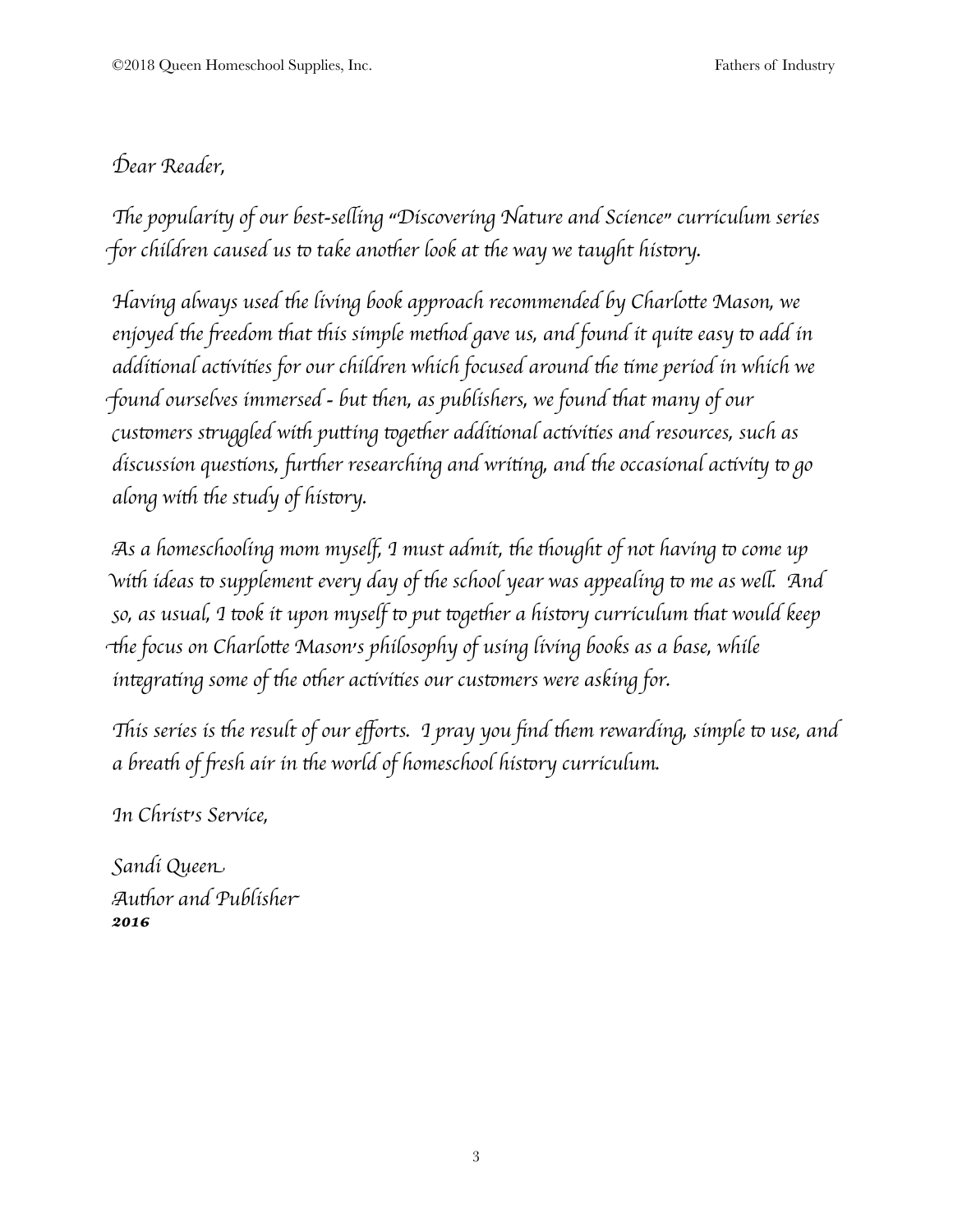Dear Reader,

The popularity of our best-selling "Discovering Nature and Science" curriculum series for children caused us to take another look at the way we taught history.

Having always used the living book approach recommended by Charlotte Mason, we enjoyed the freedom that this simple method gave us, and found it quite easy to add in additional activities for our children which focused around the time period in which we found ourselves immersed - but then, as publishers, we found that many of our customers struggled with putting together additional activities and resources, such as discussion questions, further researching and writing, and the occasional activity to go along with the study of history.

As a homeschooling mom myself, I must admit, the thought of not having to come up with ideas to supplement every day of the school year was appealing to me as well. And so, as usual, I took it upon myself to put together a history curriculum that would keep the focus on Charlotte Mason's philosophy of using living books as a base, while integrating some of the other activities our customers were asking for.

This series is the result of our efforts. I pray you find them rewarding, simple to use, and a breath of fresh air in the world of homeschool history curriculum.

In Christ's Service,

Sandi Queen
Author and Publisher
**2016**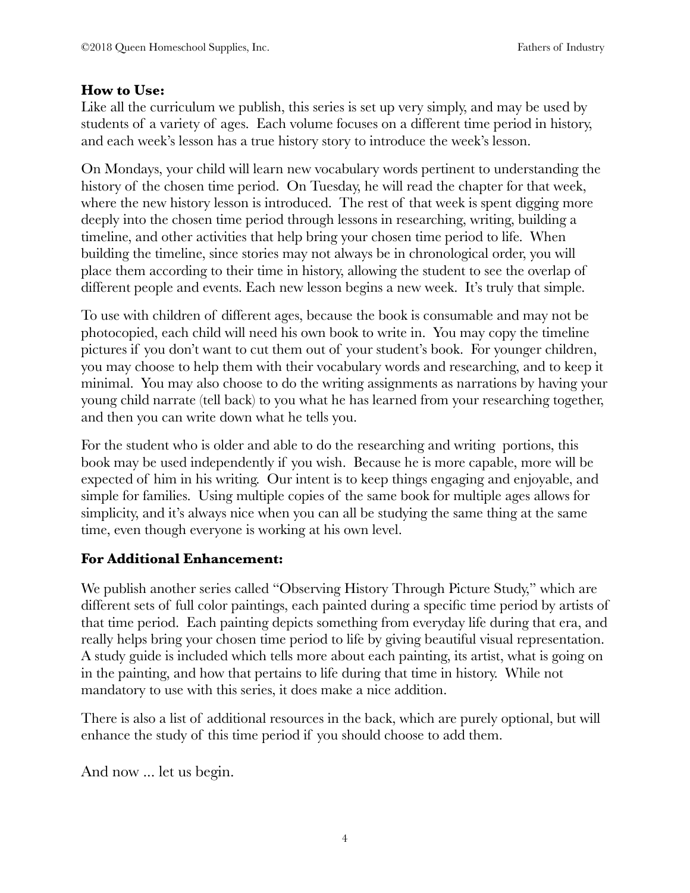**How to Use:**
Like all the curriculum we publish, this series is set up very simply, and may be used by students of a variety of ages. Each volume focuses on a different time period in history, and each week's lesson has a true history story to introduce the week's lesson.

On Mondays, your child will learn new vocabulary words pertinent to understanding the history of the chosen time period. On Tuesday, he will read the chapter for that week, where the new history lesson is introduced. The rest of that week is spent digging more deeply into the chosen time period through lessons in researching, writing, building a timeline, and other activities that help bring your chosen time period to life. When building the timeline, since stories may not always be in chronological order, you will place them according to their time in history, allowing the student to see the overlap of different people and events. Each new lesson begins a new week. It's truly that simple.

To use with children of different ages, because the book is consumable and may not be photocopied, each child will need his own book to write in. You may copy the timeline pictures if you don't want to cut them out of your student's book. For younger children, you may choose to help them with their vocabulary words and researching, and to keep it minimal. You may also choose to do the writing assignments as narrations by having your young child narrate (tell back) to you what he has learned from your researching together, and then you can write down what he tells you.

For the student who is older and able to do the researching and writing portions, this book may be used independently if you wish. Because he is more capable, more will be expected of him in his writing. Our intent is to keep things engaging and enjoyable, and simple for families. Using multiple copies of the same book for multiple ages allows for simplicity, and it's always nice when you can all be studying the same thing at the same time, even though everyone is working at his own level.

**For Additional Enhancement:**

We publish another series called "Observing History Through Picture Study," which are different sets of full color paintings, each painted during a specific time period by artists of that time period. Each painting depicts something from everyday life during that era, and really helps bring your chosen time period to life by giving beautiful visual representation. A study guide is included which tells more about each painting, its artist, what is going on in the painting, and how that pertains to life during that time in history. While not mandatory to use with this series, it does make a nice addition.

There is also a list of additional resources in the back, which are purely optional, but will enhance the study of this time period if you should choose to add them.

And now ... let us begin.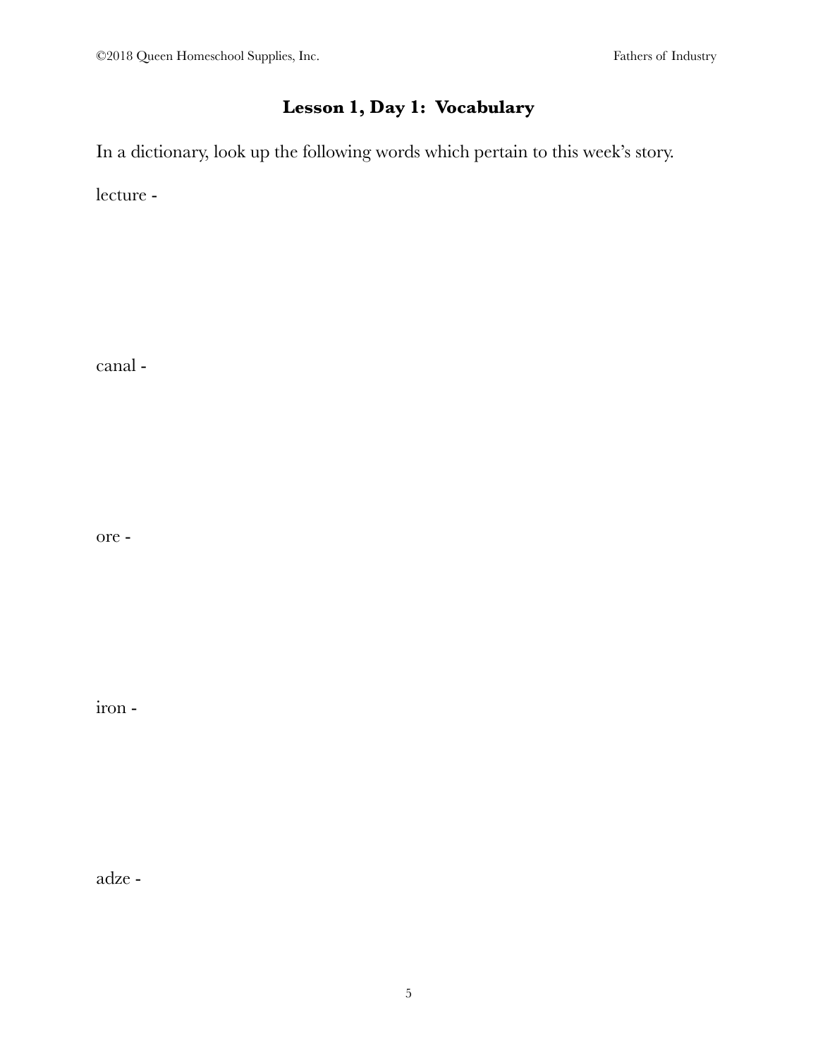## Lesson 1, Day 1: Vocabulary

In a dictionary, look up the following words which pertain to this week's story.

lecture -

canal -

ore -

iron -

adze -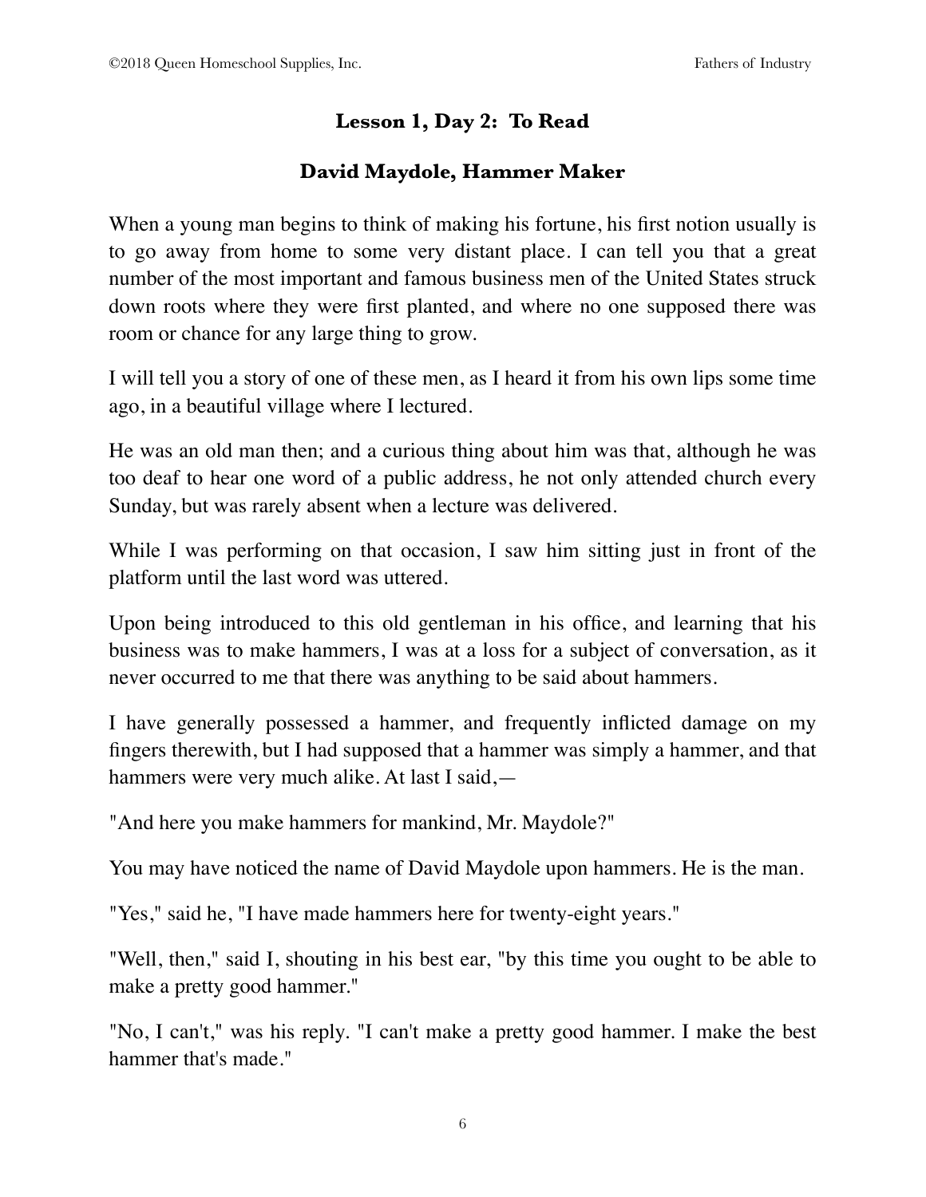## Lesson 1, Day 2: To Read

## David Maydole, Hammer Maker

When a young man begins to think of making his fortune, his first notion usually is to go away from home to some very distant place. I can tell you that a great number of the most important and famous business men of the United States struck down roots where they were first planted, and where no one supposed there was room or chance for any large thing to grow.

I will tell you a story of one of these men, as I heard it from his own lips some time ago, in a beautiful village where I lectured.

He was an old man then; and a curious thing about him was that, although he was too deaf to hear one word of a public address, he not only attended church every Sunday, but was rarely absent when a lecture was delivered.

While I was performing on that occasion, I saw him sitting just in front of the platform until the last word was uttered.

Upon being introduced to this old gentleman in his office, and learning that his business was to make hammers, I was at a loss for a subject of conversation, as it never occurred to me that there was anything to be said about hammers.

I have generally possessed a hammer, and frequently inflicted damage on my fingers therewith, but I had supposed that a hammer was simply a hammer, and that hammers were very much alike. At last I said,—

"And here you make hammers for mankind, Mr. Maydole?"

You may have noticed the name of David Maydole upon hammers. He is the man.

"Yes," said he, "I have made hammers here for twenty-eight years."

"Well, then," said I, shouting in his best ear, "by this time you ought to be able to make a pretty good hammer."

"No, I can't," was his reply. "I can't make a pretty good hammer. I make the best hammer that's made."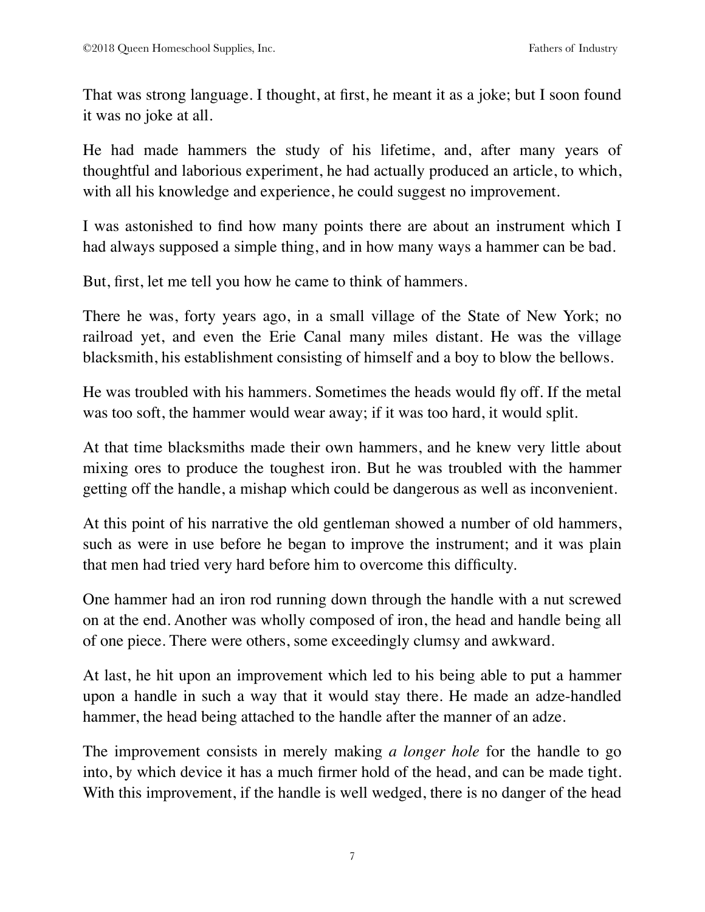That was strong language. I thought, at first, he meant it as a joke; but I soon found it was no joke at all.

He had made hammers the study of his lifetime, and, after many years of thoughtful and laborious experiment, he had actually produced an article, to which, with all his knowledge and experience, he could suggest no improvement.

I was astonished to find how many points there are about an instrument which I had always supposed a simple thing, and in how many ways a hammer can be bad.

But, first, let me tell you how he came to think of hammers.

There he was, forty years ago, in a small village of the State of New York; no railroad yet, and even the Erie Canal many miles distant. He was the village blacksmith, his establishment consisting of himself and a boy to blow the bellows.

He was troubled with his hammers. Sometimes the heads would fly off. If the metal was too soft, the hammer would wear away; if it was too hard, it would split.

At that time blacksmiths made their own hammers, and he knew very little about mixing ores to produce the toughest iron. But he was troubled with the hammer getting off the handle, a mishap which could be dangerous as well as inconvenient.

At this point of his narrative the old gentleman showed a number of old hammers, such as were in use before he began to improve the instrument; and it was plain that men had tried very hard before him to overcome this difficulty.

One hammer had an iron rod running down through the handle with a nut screwed on at the end. Another was wholly composed of iron, the head and handle being all of one piece. There were others, some exceedingly clumsy and awkward.

At last, he hit upon an improvement which led to his being able to put a hammer upon a handle in such a way that it would stay there. He made an adze-handled hammer, the head being attached to the handle after the manner of an adze.

The improvement consists in merely making *a longer hole* for the handle to go into, by which device it has a much firmer hold of the head, and can be made tight. With this improvement, if the handle is well wedged, there is no danger of the head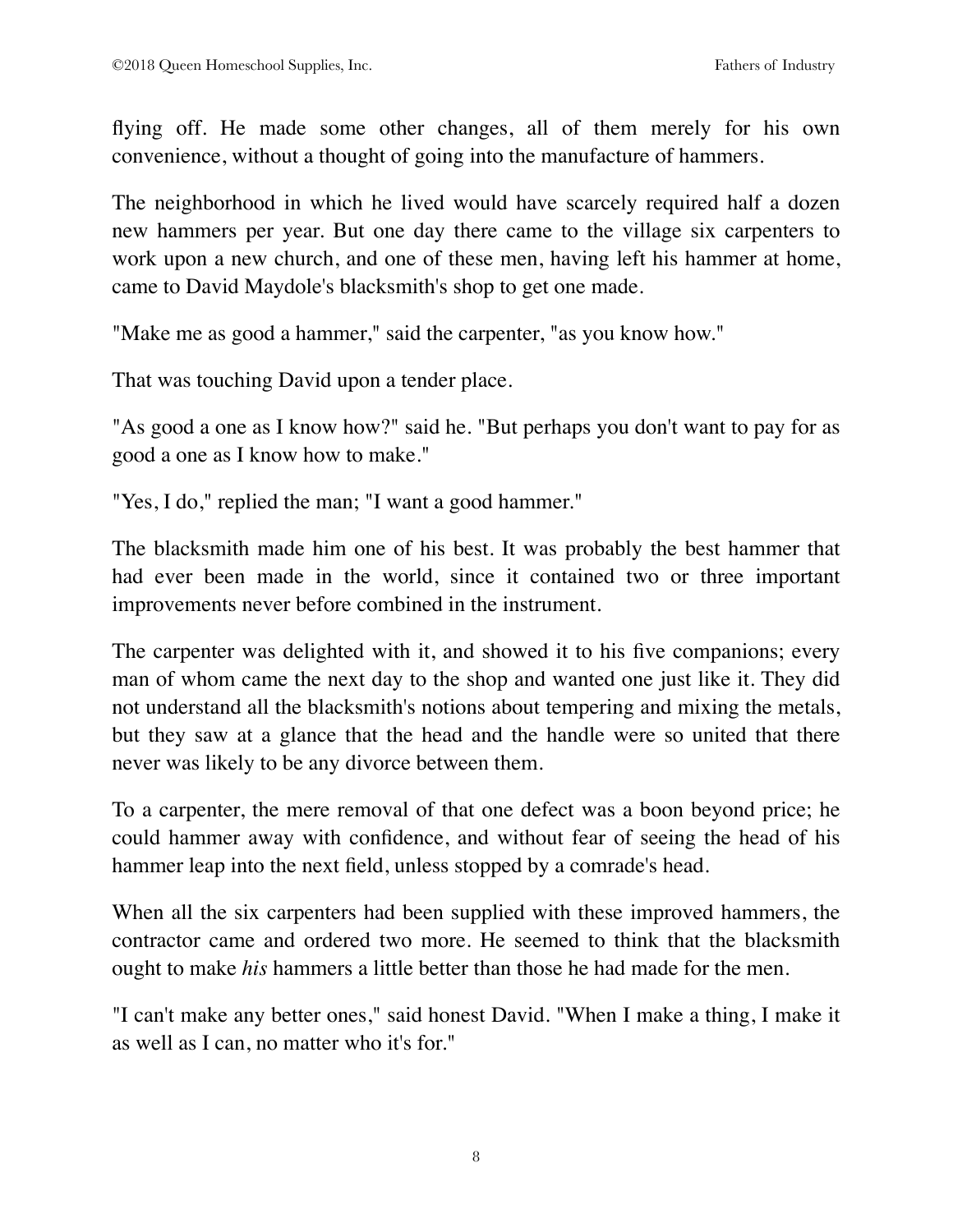flying off. He made some other changes, all of them merely for his own convenience, without a thought of going into the manufacture of hammers.

The neighborhood in which he lived would have scarcely required half a dozen new hammers per year. But one day there came to the village six carpenters to work upon a new church, and one of these men, having left his hammer at home, came to David Maydole's blacksmith's shop to get one made.

"Make me as good a hammer," said the carpenter, "as you know how."

That was touching David upon a tender place.

"As good a one as I know how?" said he. "But perhaps you don't want to pay for as good a one as I know how to make."

"Yes, I do," replied the man; "I want a good hammer."

The blacksmith made him one of his best. It was probably the best hammer that had ever been made in the world, since it contained two or three important improvements never before combined in the instrument.

The carpenter was delighted with it, and showed it to his five companions; every man of whom came the next day to the shop and wanted one just like it. They did not understand all the blacksmith's notions about tempering and mixing the metals, but they saw at a glance that the head and the handle were so united that there never was likely to be any divorce between them.

To a carpenter, the mere removal of that one defect was a boon beyond price; he could hammer away with confidence, and without fear of seeing the head of his hammer leap into the next field, unless stopped by a comrade's head.

When all the six carpenters had been supplied with these improved hammers, the contractor came and ordered two more. He seemed to think that the blacksmith ought to make *his* hammers a little better than those he had made for the men.

"I can't make any better ones," said honest David. "When I make a thing, I make it as well as I can, no matter who it's for."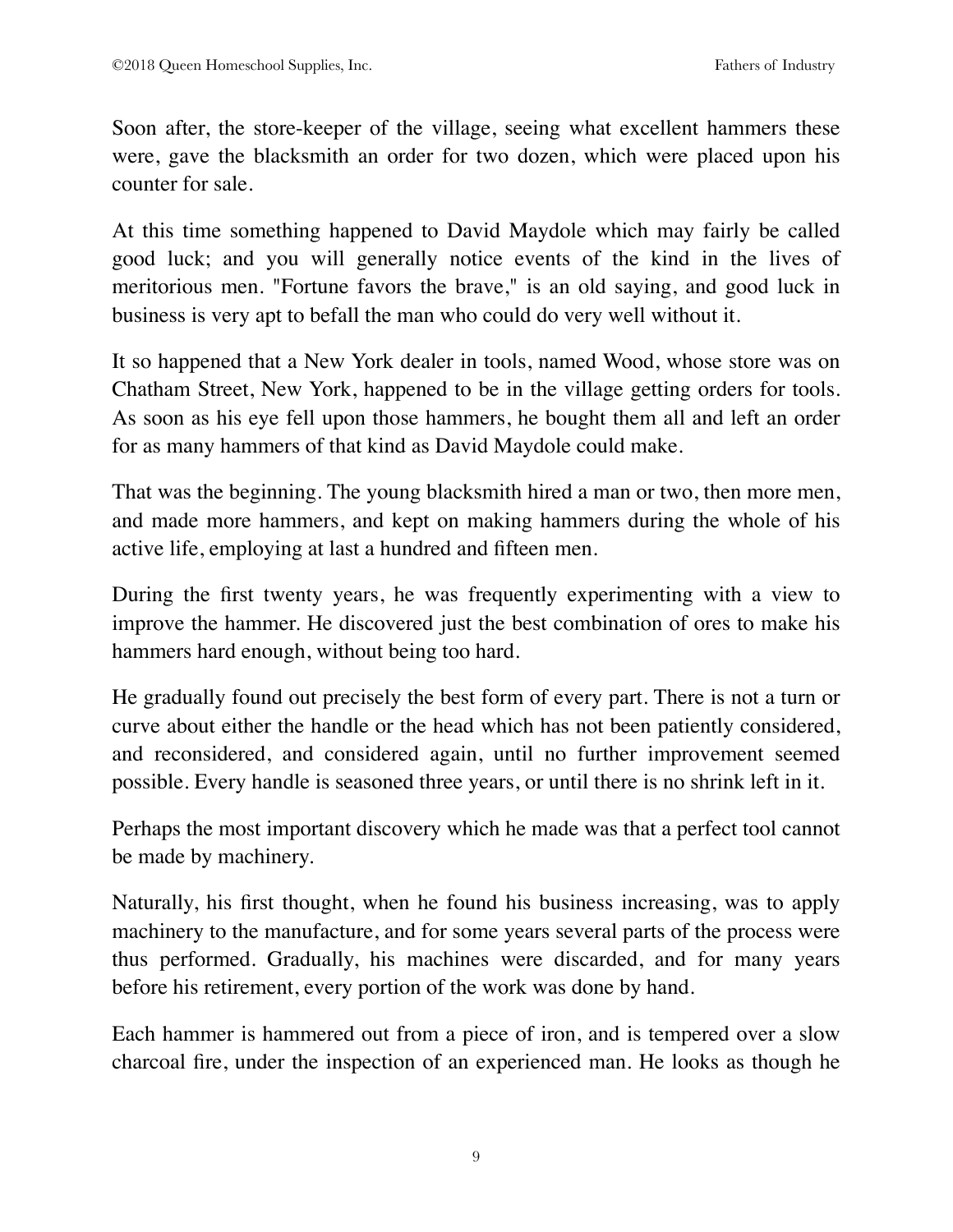Soon after, the store-keeper of the village, seeing what excellent hammers these were, gave the blacksmith an order for two dozen, which were placed upon his counter for sale.

At this time something happened to David Maydole which may fairly be called good luck; and you will generally notice events of the kind in the lives of meritorious men. "Fortune favors the brave," is an old saying, and good luck in business is very apt to befall the man who could do very well without it.

It so happened that a New York dealer in tools, named Wood, whose store was on Chatham Street, New York, happened to be in the village getting orders for tools. As soon as his eye fell upon those hammers, he bought them all and left an order for as many hammers of that kind as David Maydole could make.

That was the beginning. The young blacksmith hired a man or two, then more men, and made more hammers, and kept on making hammers during the whole of his active life, employing at last a hundred and fifteen men.

During the first twenty years, he was frequently experimenting with a view to improve the hammer. He discovered just the best combination of ores to make his hammers hard enough, without being too hard.

He gradually found out precisely the best form of every part. There is not a turn or curve about either the handle or the head which has not been patiently considered, and reconsidered, and considered again, until no further improvement seemed possible. Every handle is seasoned three years, or until there is no shrink left in it.

Perhaps the most important discovery which he made was that a perfect tool cannot be made by machinery.

Naturally, his first thought, when he found his business increasing, was to apply machinery to the manufacture, and for some years several parts of the process were thus performed. Gradually, his machines were discarded, and for many years before his retirement, every portion of the work was done by hand.

Each hammer is hammered out from a piece of iron, and is tempered over a slow charcoal fire, under the inspection of an experienced man. He looks as though he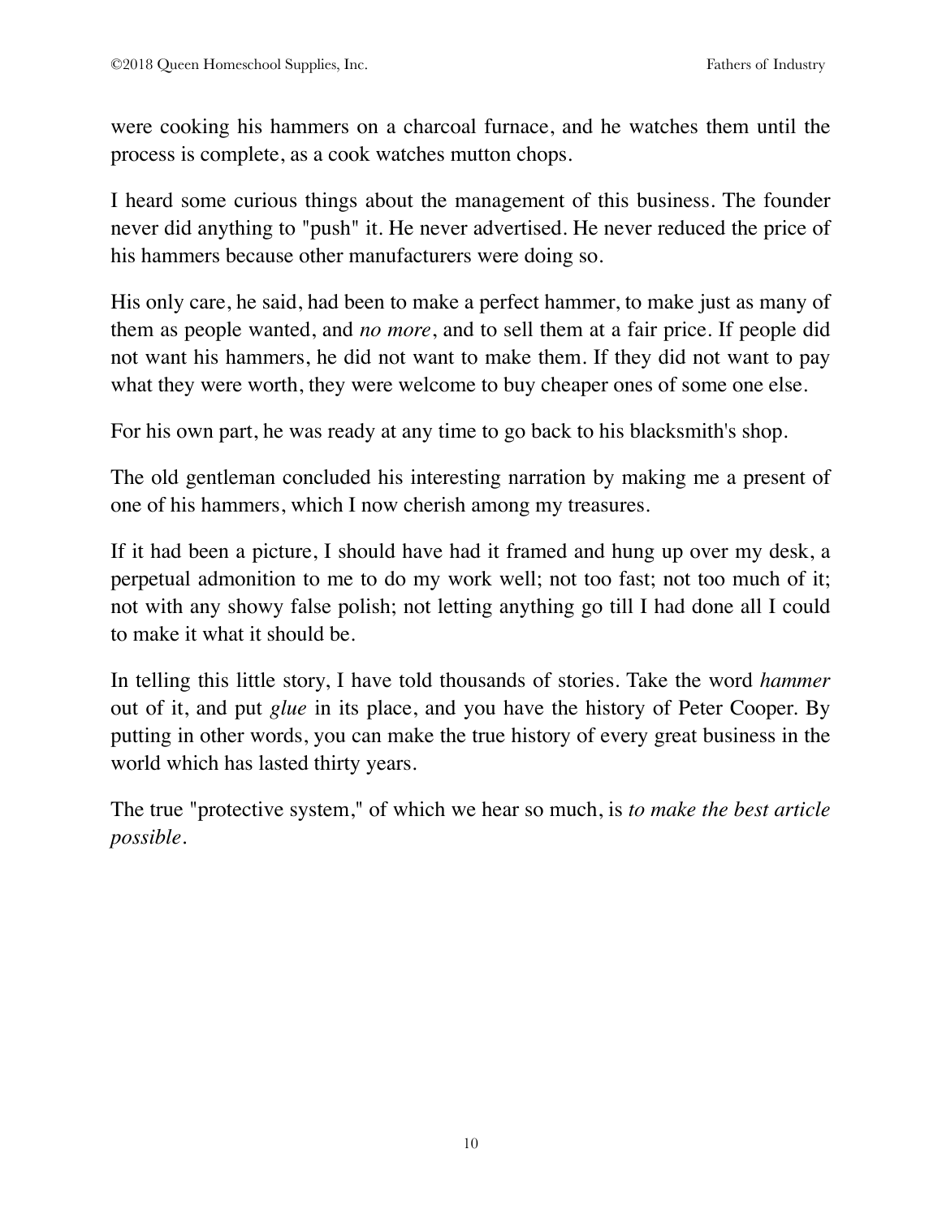were cooking his hammers on a charcoal furnace, and he watches them until the process is complete, as a cook watches mutton chops.

I heard some curious things about the management of this business. The founder never did anything to "push" it. He never advertised. He never reduced the price of his hammers because other manufacturers were doing so.

His only care, he said, had been to make a perfect hammer, to make just as many of them as people wanted, and *no more*, and to sell them at a fair price. If people did not want his hammers, he did not want to make them. If they did not want to pay what they were worth, they were welcome to buy cheaper ones of some one else.

For his own part, he was ready at any time to go back to his blacksmith's shop.

The old gentleman concluded his interesting narration by making me a present of one of his hammers, which I now cherish among my treasures.

If it had been a picture, I should have had it framed and hung up over my desk, a perpetual admonition to me to do my work well; not too fast; not too much of it; not with any showy false polish; not letting anything go till I had done all I could to make it what it should be.

In telling this little story, I have told thousands of stories. Take the word *hammer* out of it, and put *glue* in its place, and you have the history of Peter Cooper. By putting in other words, you can make the true history of every great business in the world which has lasted thirty years.

The true "protective system," of which we hear so much, is *to make the best article possible*.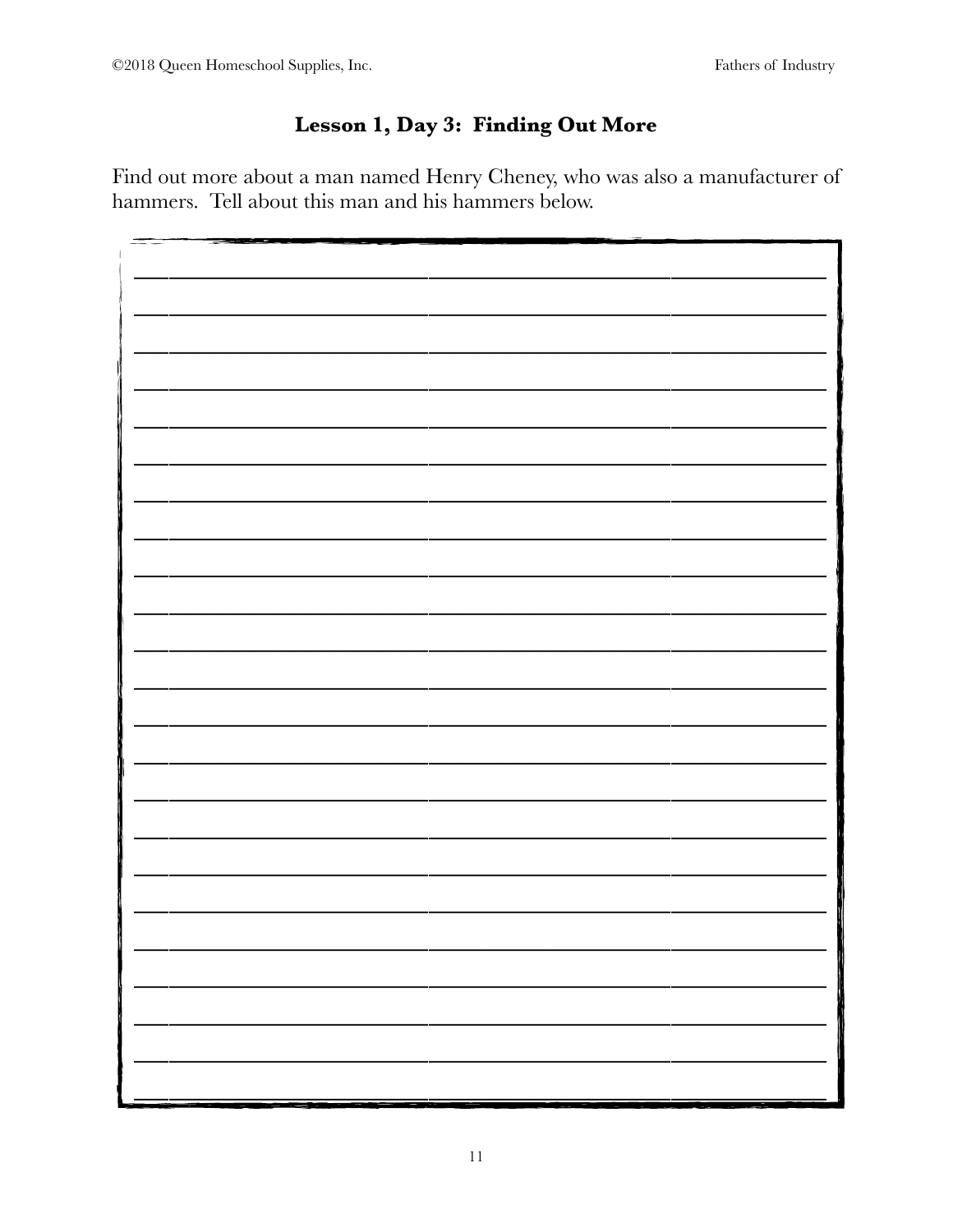## Lesson 1, Day 3: Finding Out More

Find out more about a man named Henry Cheney, who was also a manufacturer of hammers. Tell about this man and his hammers below.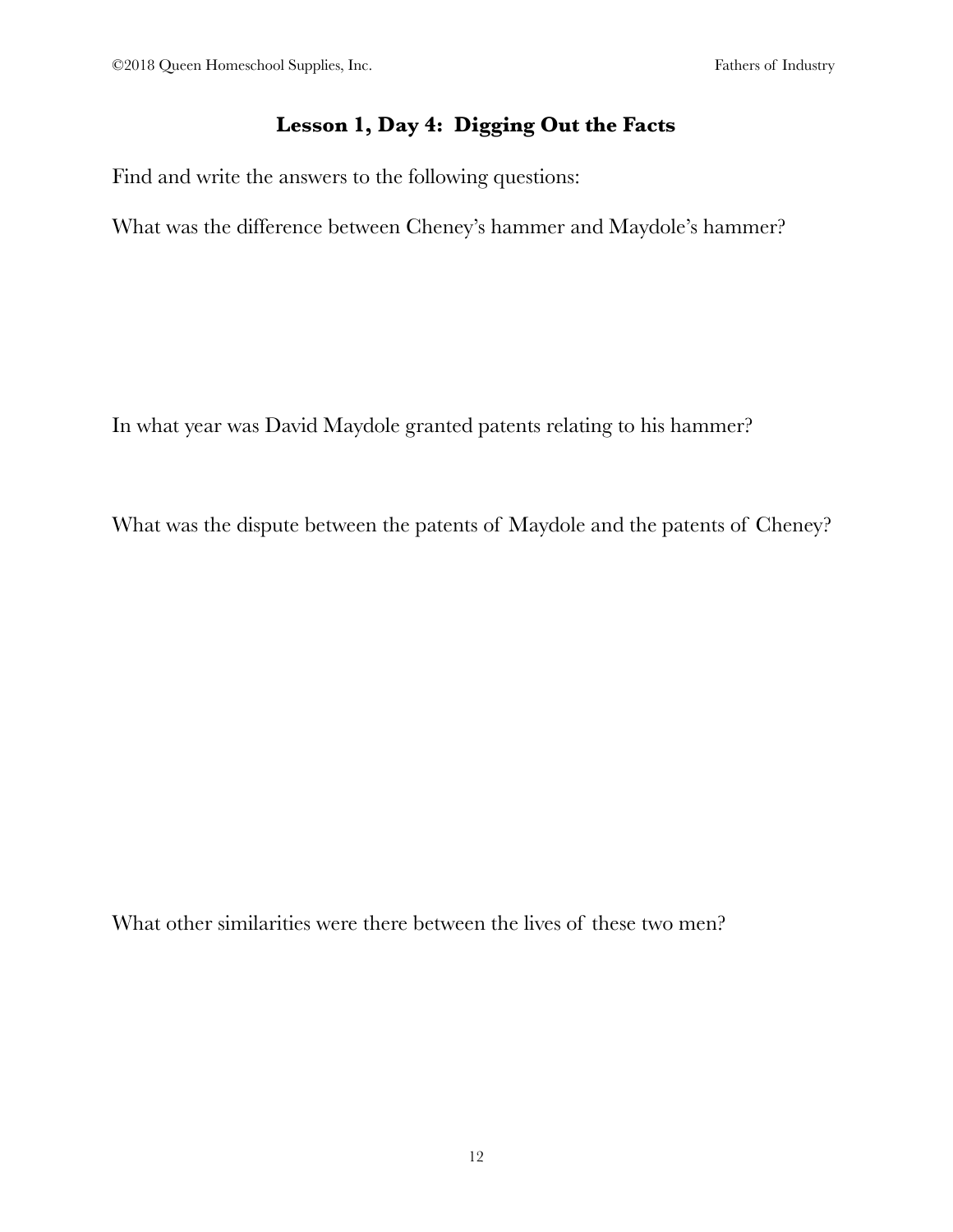## Lesson 1, Day 4: Digging Out the Facts

Find and write the answers to the following questions:

What was the difference between Cheney's hammer and Maydole's hammer?

In what year was David Maydole granted patents relating to his hammer?

What was the dispute between the patents of Maydole and the patents of Cheney?

What other similarities were there between the lives of these two men?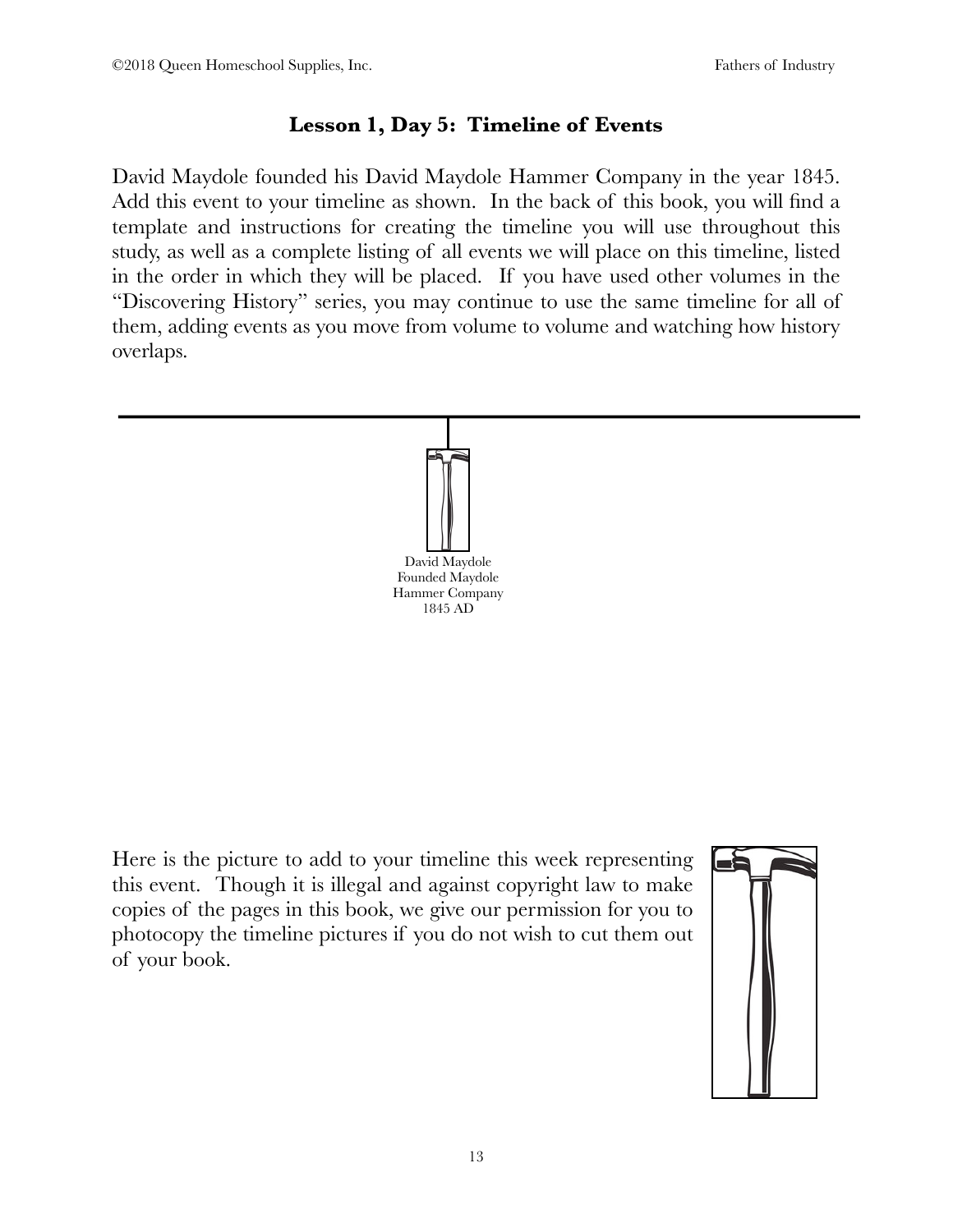## Lesson 1, Day 5: Timeline of Events

David Maydole founded his David Maydole Hammer Company in the year 1845. Add this event to your timeline as shown. In the back of this book, you will find a template and instructions for creating the timeline you will use throughout this study, as well as a complete listing of all events we will place on this timeline, listed in the order in which they will be placed. If you have used other volumes in the "Discovering History" series, you may continue to use the same timeline for all of them, adding events as you move from volume to volume and watching how history overlaps.

David Maydole
Founded Maydole
Hammer Company
1845 AD

Here is the picture to add to your timeline this week representing this event. Though it is illegal and against copyright law to make copies of the pages in this book, we give our permission for you to photocopy the timeline pictures if you do not wish to cut them out of your book.